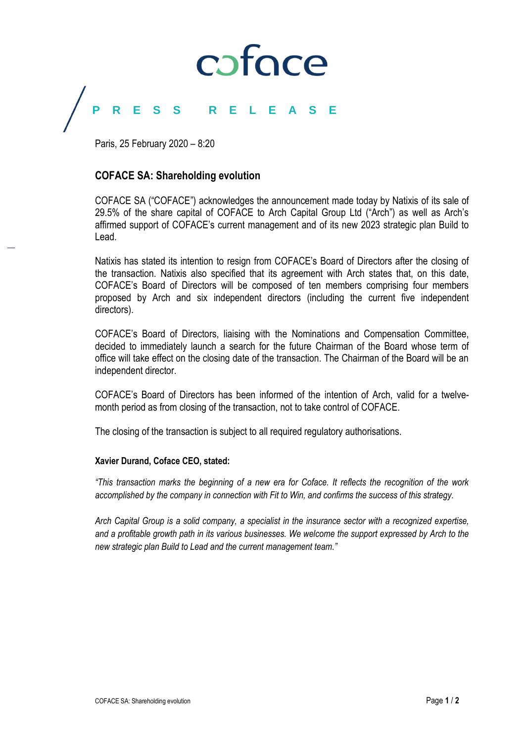coface

**PRESS RELEASE**

Paris, 25 February 2020 – 8:20

## COFACE SA: Shareholding evolution

COFACE SA ("COFACE") acknowledges the announcement made today by Natixis of its sale of 29.5% of the share capital of COFACE to Arch Capital Group Ltd ("Arch") as well as Arch's affirmed support of COFACE's current management and of its new 2023 strategic plan Build to Lead.

Natixis has stated its intention to resign from COFACE's Board of Directors after the closing of the transaction. Natixis also specified that its agreement with Arch states that, on this date, COFACE's Board of Directors will be composed of ten members comprising four members proposed by Arch and six independent directors (including the current five independent directors).

COFACE's Board of Directors, liaising with the Nominations and Compensation Committee, decided to immediately launch a search for the future Chairman of the Board whose term of office will take effect on the closing date of the transaction. The Chairman of the Board will be an independent director.

COFACE's Board of Directors has been informed of the intention of Arch, valid for a twelve-month period as from closing of the transaction, not to take control of COFACE.

The closing of the transaction is subject to all required regulatory authorisations.

**Xavier Durand, Coface CEO, stated:**

*"This transaction marks the beginning of a new era for Coface. It reflects the recognition of the work accomplished by the company in connection with Fit to Win, and confirms the success of this strategy.*

*Arch Capital Group is a solid company, a specialist in the insurance sector with a recognized expertise, and a profitable growth path in its various businesses. We welcome the support expressed by Arch to the new strategic plan Build to Lead and the current management team."*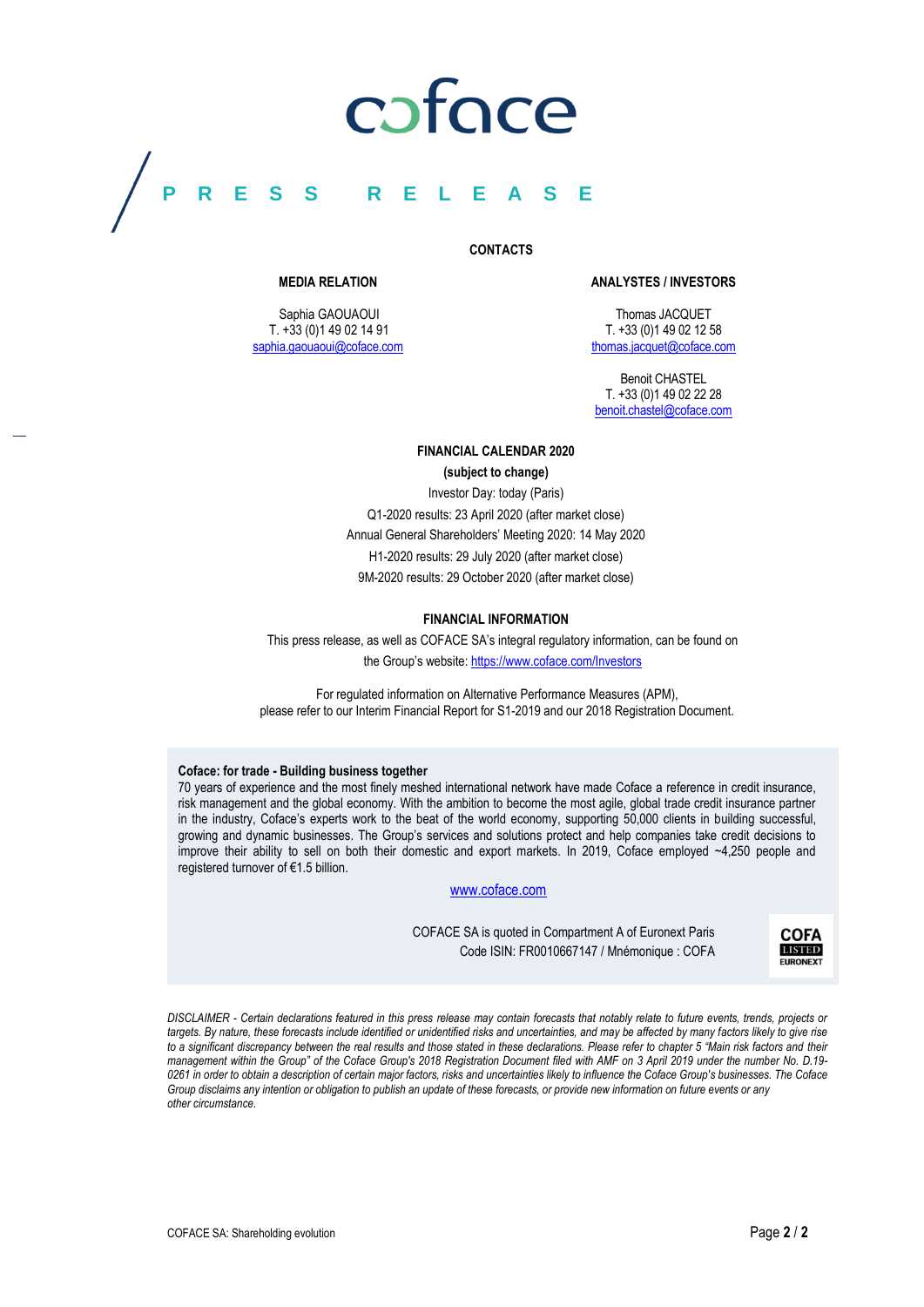coface

PRESS RELEASE

**CONTACTS**

**MEDIA RELATION**

Saphia GAOUAOUI
T. +33 (0)1 49 02 14 91
saphia.gaouaoui@coface.com

**ANALYSTES / INVESTORS**

Thomas JACQUET
T. +33 (0)1 49 02 12 58
thomas.jacquet@coface.com

Benoit CHASTEL
T. +33 (0)1 49 02 22 28
benoit.chastel@coface.com

**FINANCIAL CALENDAR 2020**

**(subject to change)**

Investor Day: today (Paris)
Q1-2020 results: 23 April 2020 (after market close)
Annual General Shareholders' Meeting 2020: 14 May 2020
H1-2020 results: 29 July 2020 (after market close)
9M-2020 results: 29 October 2020 (after market close)

**FINANCIAL INFORMATION**

This press release, as well as COFACE SA's integral regulatory information, can be found on the Group's website: https://www.coface.com/Investors

For regulated information on Alternative Performance Measures (APM), please refer to our Interim Financial Report for S1-2019 and our 2018 Registration Document.

**Coface: for trade - Building business together**
70 years of experience and the most finely meshed international network have made Coface a reference in credit insurance, risk management and the global economy. With the ambition to become the most agile, global trade credit insurance partner in the industry, Coface's experts work to the beat of the world economy, supporting 50,000 clients in building successful, growing and dynamic businesses. The Group's services and solutions protect and help companies take credit decisions to improve their ability to sell on both their domestic and export markets. In 2019, Coface employed ~4,250 people and registered turnover of €1.5 billion.

www.coface.com

COFACE SA is quoted in Compartment A of Euronext Paris
Code ISIN: FR0010667147 / Mnémonique : COFA

COFA LISTED EURONEXT

*DISCLAIMER - Certain declarations featured in this press release may contain forecasts that notably relate to future events, trends, projects or targets. By nature, these forecasts include identified or unidentified risks and uncertainties, and may be affected by many factors likely to give rise to a significant discrepancy between the real results and those stated in these declarations. Please refer to chapter 5 "Main risk factors and their management within the Group" of the Coface Group's 2018 Registration Document filed with AMF on 3 April 2019 under the number No. D.19-0261 in order to obtain a description of certain major factors, risks and uncertainties likely to influence the Coface Group's businesses. The Coface Group disclaims any intention or obligation to publish an update of these forecasts, or provide new information on future events or any other circumstance.*